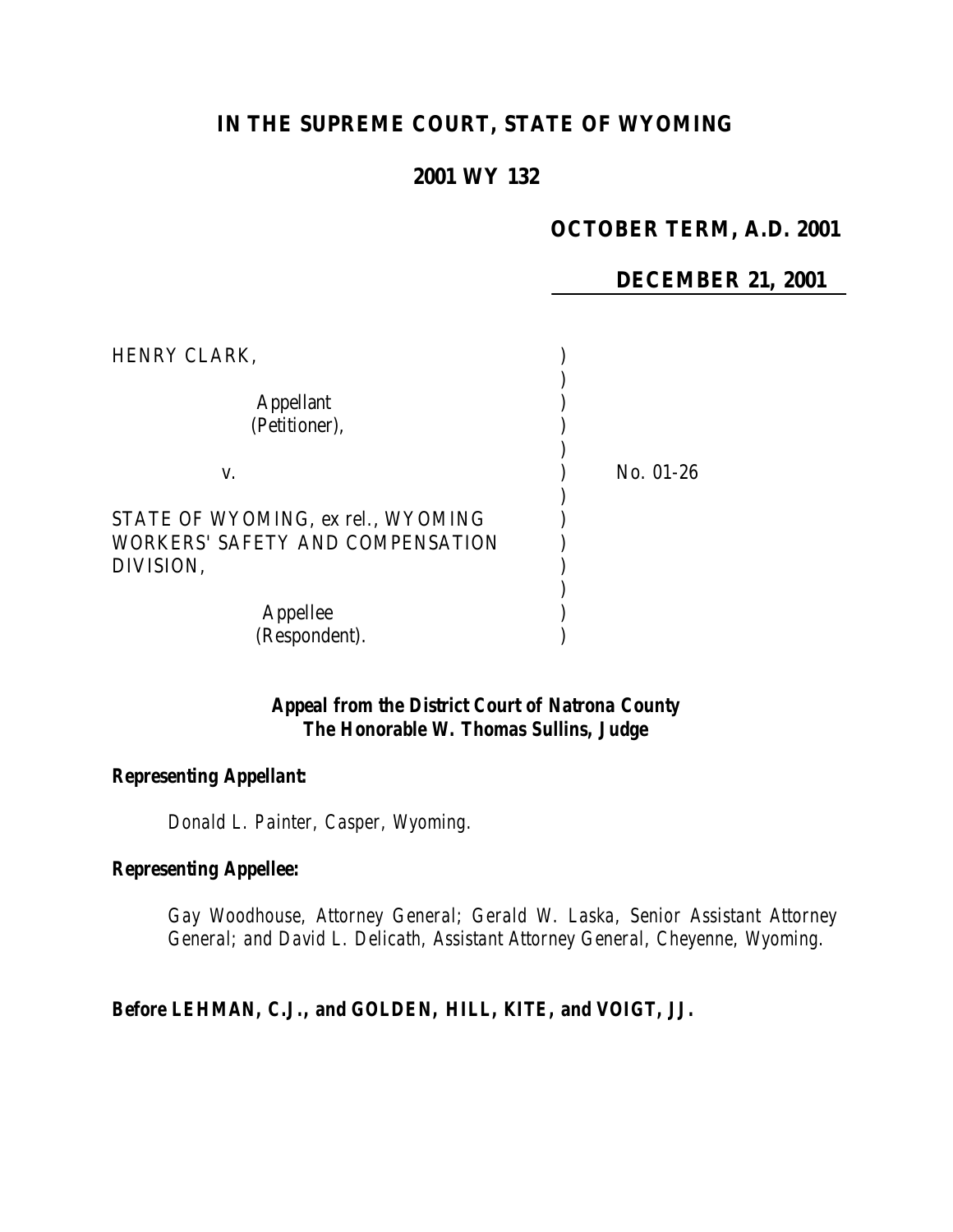# IN THE SUPREME COURT, STATE OF WYOMING

## 2001 WY 132

**OCTOBER TERM, A.D. 2001**

**DECEMBER 21, 2001**

HENRY CLARK,

Appellant (Petitioner),

v.

No. 01-26

STATE OF WYOMING, ex rel., WYOMING WORKERS' SAFETY AND COMPENSATION DIVISION,

Appellee (Respondent).

***Appeal from the District Court of Natrona County***
***The Honorable W. Thomas Sullins, Judge***

***Representing Appellant:***

*Donald L. Painter, Casper, Wyoming.*

***Representing Appellee:***

*Gay Woodhouse, Attorney General; Gerald W. Laska, Senior Assistant Attorney General; and David L. Delicath, Assistant Attorney General, Cheyenne, Wyoming.*

**Before LEHMAN, C.J., and GOLDEN, HILL, KITE, and VOIGT, JJ.**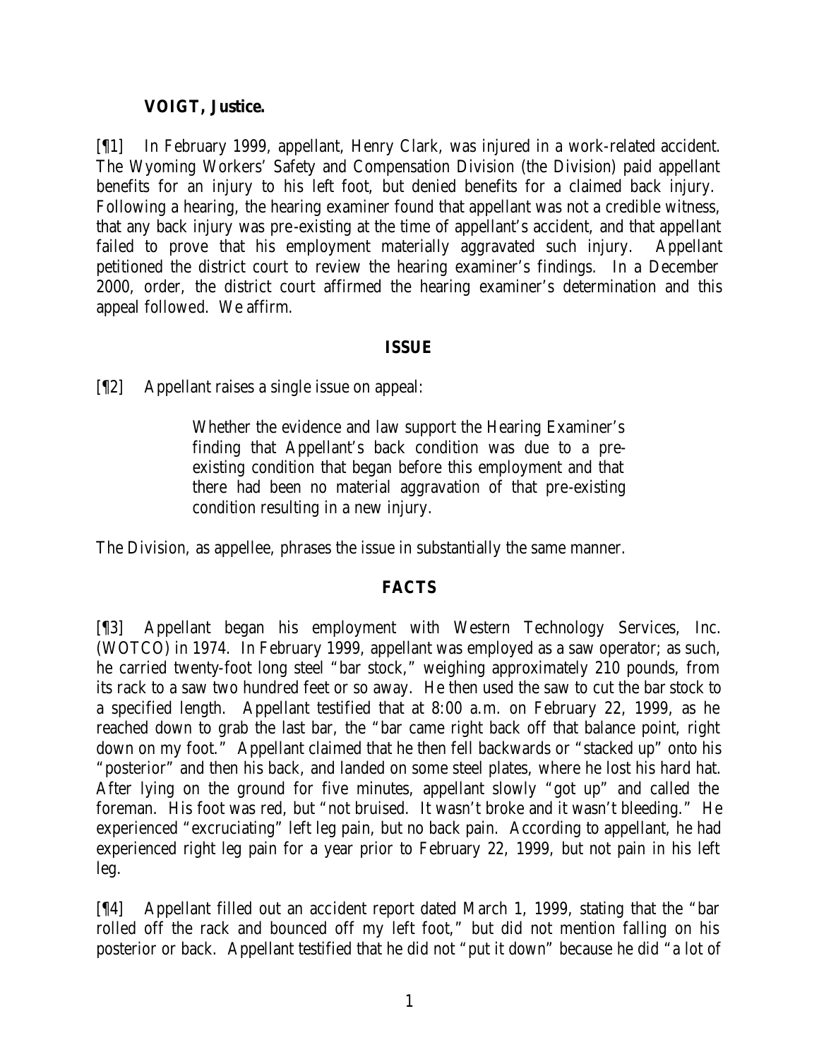**VOIGT, Justice.**

[¶1] In February 1999, appellant, Henry Clark, was injured in a work-related accident. The Wyoming Workers' Safety and Compensation Division (the Division) paid appellant benefits for an injury to his left foot, but denied benefits for a claimed back injury. Following a hearing, the hearing examiner found that appellant was not a credible witness, that any back injury was pre-existing at the time of appellant's accident, and that appellant failed to prove that his employment materially aggravated such injury. Appellant petitioned the district court to review the hearing examiner's findings. In a December 2000, order, the district court affirmed the hearing examiner's determination and this appeal followed. We affirm.

## ISSUE

[¶2] Appellant raises a single issue on appeal:

> Whether the evidence and law support the Hearing Examiner's finding that Appellant's back condition was due to a pre-existing condition that began before this employment and that there had been no material aggravation of that pre-existing condition resulting in a new injury.

The Division, as appellee, phrases the issue in substantially the same manner.

## FACTS

[¶3] Appellant began his employment with Western Technology Services, Inc. (WOTCO) in 1974. In February 1999, appellant was employed as a saw operator; as such, he carried twenty-foot long steel "bar stock," weighing approximately 210 pounds, from its rack to a saw two hundred feet or so away. He then used the saw to cut the bar stock to a specified length. Appellant testified that at 8:00 a.m. on February 22, 1999, as he reached down to grab the last bar, the "bar came right back off that balance point, right down on my foot." Appellant claimed that he then fell backwards or "stacked up" onto his "posterior" and then his back, and landed on some steel plates, where he lost his hard hat. After lying on the ground for five minutes, appellant slowly "got up" and called the foreman. His foot was red, but "not bruised. It wasn't broke and it wasn't bleeding." He experienced "excruciating" left leg pain, but no back pain. According to appellant, he had experienced right leg pain for a year prior to February 22, 1999, but not pain in his left leg.

[¶4] Appellant filled out an accident report dated March 1, 1999, stating that the "bar rolled off the rack and bounced off my left foot," but did not mention falling on his posterior or back. Appellant testified that he did not "put it down" because he did "a lot of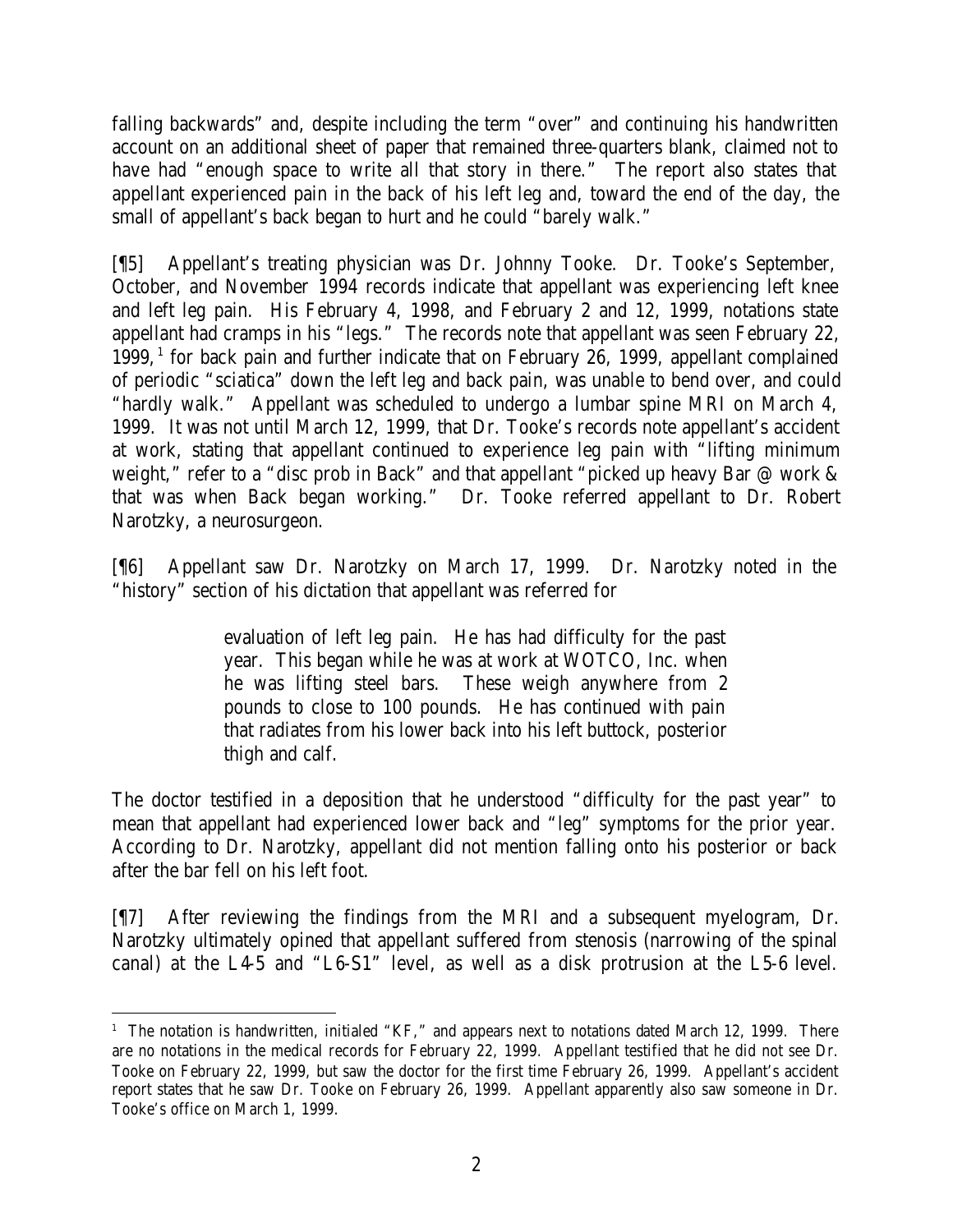falling backwards" and, despite including the term "over" and continuing his handwritten account on an additional sheet of paper that remained three-quarters blank, claimed not to have had "enough space to write all that story in there." The report also states that appellant experienced pain in the back of his left leg and, toward the end of the day, the small of appellant's back began to hurt and he could "barely walk."

[¶5] Appellant's treating physician was Dr. Johnny Tooke. Dr. Tooke's September, October, and November 1994 records indicate that appellant was experiencing left knee and left leg pain. His February 4, 1998, and February 2 and 12, 1999, notations state appellant had cramps in his "legs." The records note that appellant was seen February 22, 1999,[1] for back pain and further indicate that on February 26, 1999, appellant complained of periodic "sciatica" down the left leg and back pain, was unable to bend over, and could "hardly walk." Appellant was scheduled to undergo a lumbar spine MRI on March 4, 1999. It was not until March 12, 1999, that Dr. Tooke's records note appellant's accident at work, stating that appellant continued to experience leg pain with "lifting minimum weight," refer to a "disc prob in Back" and that appellant "picked up heavy Bar @ work & that was when Back began working." Dr. Tooke referred appellant to Dr. Robert Narotzky, a neurosurgeon.

[¶6] Appellant saw Dr. Narotzky on March 17, 1999. Dr. Narotzky noted in the "history" section of his dictation that appellant was referred for

> evaluation of left leg pain. He has had difficulty for the past year. This began while he was at work at WOTCO, Inc. when he was lifting steel bars. These weigh anywhere from 2 pounds to close to 100 pounds. He has continued with pain that radiates from his lower back into his left buttock, posterior thigh and calf.

The doctor testified in a deposition that he understood "difficulty for the past year" to mean that appellant had experienced lower back and "leg" symptoms for the prior year. According to Dr. Narotzky, appellant did not mention falling onto his posterior or back after the bar fell on his left foot.

[¶7] After reviewing the findings from the MRI and a subsequent myelogram, Dr. Narotzky ultimately opined that appellant suffered from stenosis (narrowing of the spinal canal) at the L4-5 and "L6-S1" level, as well as a disk protrusion at the L5-6 level.

---

[1] The notation is handwritten, initialed "KF," and appears next to notations dated March 12, 1999. There are no notations in the medical records for February 22, 1999. Appellant testified that he did not see Dr. Tooke on February 22, 1999, but saw the doctor for the first time February 26, 1999. Appellant's accident report states that he saw Dr. Tooke on February 26, 1999. Appellant apparently also saw someone in Dr. Tooke's office on March 1, 1999.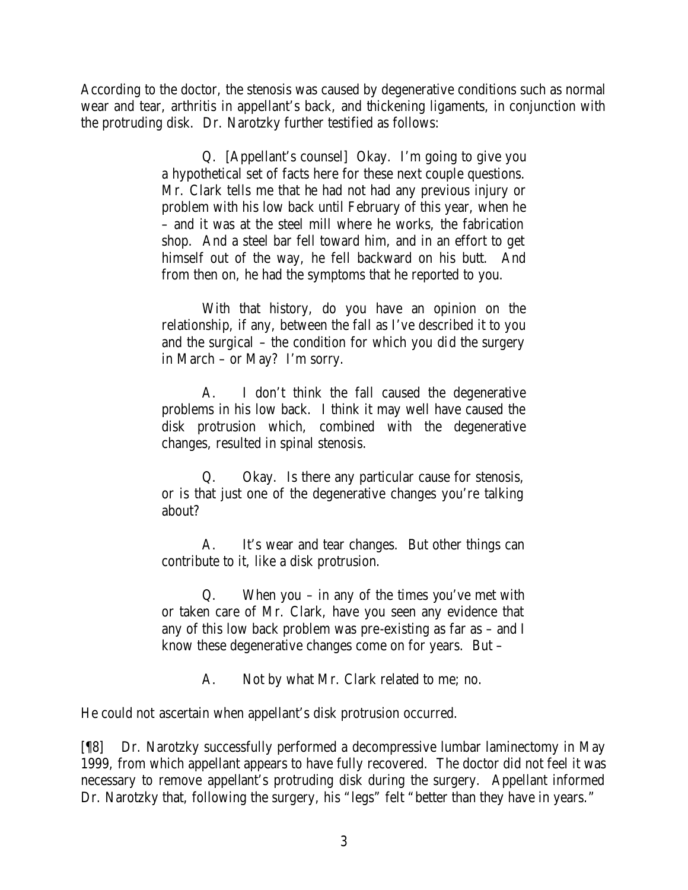According to the doctor, the stenosis was caused by degenerative conditions such as normal wear and tear, arthritis in appellant's back, and thickening ligaments, in conjunction with the protruding disk. Dr. Narotzky further testified as follows:

> Q. [Appellant's counsel] Okay. I'm going to give you a hypothetical set of facts here for these next couple questions. Mr. Clark tells me that he had not had any previous injury or problem with his low back until February of this year, when he – and it was at the steel mill where he works, the fabrication shop. And a steel bar fell toward him, and in an effort to get himself out of the way, he fell backward on his butt. And from then on, he had the symptoms that he reported to you.
>
> With that history, do you have an opinion on the relationship, if any, between the fall as I've described it to you and the surgical – the condition for which you did the surgery in March – or May? I'm sorry.
>
> A. I don't think the fall caused the degenerative problems in his low back. I think it may well have caused the disk protrusion which, combined with the degenerative changes, resulted in spinal stenosis.
>
> Q. Okay. Is there any particular cause for stenosis, or is that just one of the degenerative changes you're talking about?
>
> A. It's wear and tear changes. But other things can contribute to it, like a disk protrusion.
>
> Q. When you – in any of the times you've met with or taken care of Mr. Clark, have you seen any evidence that any of this low back problem was pre-existing as far as – and I know these degenerative changes come on for years. But –
>
> A. Not by what Mr. Clark related to me; no.

He could not ascertain when appellant's disk protrusion occurred.

[¶8] Dr. Narotzky successfully performed a decompressive lumbar laminectomy in May 1999, from which appellant appears to have fully recovered. The doctor did not feel it was necessary to remove appellant's protruding disk during the surgery. Appellant informed Dr. Narotzky that, following the surgery, his "legs" felt "better than they have in years."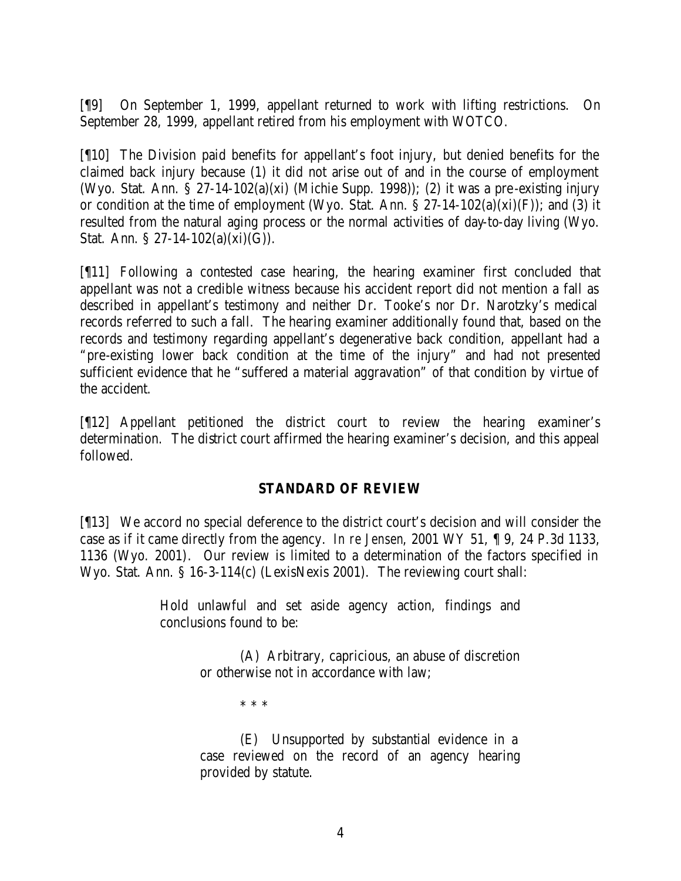[¶9] On September 1, 1999, appellant returned to work with lifting restrictions. On September 28, 1999, appellant retired from his employment with WOTCO.

[¶10] The Division paid benefits for appellant's foot injury, but denied benefits for the claimed back injury because (1) it did not arise out of and in the course of employment (Wyo. Stat. Ann. § 27-14-102(a)(xi) (Michie Supp. 1998)); (2) it was a pre-existing injury or condition at the time of employment (Wyo. Stat. Ann. § 27-14-102(a)(xi)(F)); and (3) it resulted from the natural aging process or the normal activities of day-to-day living (Wyo. Stat. Ann. § 27-14-102(a)(xi)(G)).

[¶11] Following a contested case hearing, the hearing examiner first concluded that appellant was not a credible witness because his accident report did not mention a fall as described in appellant's testimony and neither Dr. Tooke's nor Dr. Narotzky's medical records referred to such a fall. The hearing examiner additionally found that, based on the records and testimony regarding appellant's degenerative back condition, appellant had a "pre-existing lower back condition at the time of the injury" and had not presented sufficient evidence that he "suffered a material aggravation" of that condition by virtue of the accident.

[¶12] Appellant petitioned the district court to review the hearing examiner's determination. The district court affirmed the hearing examiner's decision, and this appeal followed.

## STANDARD OF REVIEW

[¶13] We accord no special deference to the district court's decision and will consider the case as if it came directly from the agency. *In re Jensen*, 2001 WY 51, ¶ 9, 24 P.3d 1133, 1136 (Wyo. 2001). Our review is limited to a determination of the factors specified in Wyo. Stat. Ann. § 16-3-114(c) (LexisNexis 2001). The reviewing court shall:

> Hold unlawful and set aside agency action, findings and conclusions found to be:
>
> (A) Arbitrary, capricious, an abuse of discretion or otherwise not in accordance with law;
>
> * * *
>
> (E) Unsupported by substantial evidence in a case reviewed on the record of an agency hearing provided by statute.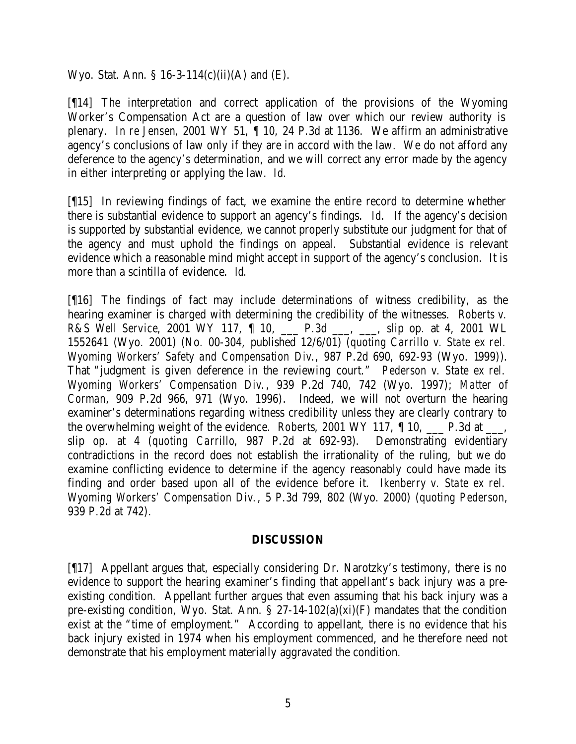Wyo. Stat. Ann. § 16-3-114(c)(ii)(A) and (E).

[¶14] The interpretation and correct application of the provisions of the Wyoming Worker's Compensation Act are a question of law over which our review authority is plenary. *In re Jensen*, 2001 WY 51, ¶ 10, 24 P.3d at 1136. We affirm an administrative agency's conclusions of law only if they are in accord with the law. We do not afford any deference to the agency's determination, and we will correct any error made by the agency in either interpreting or applying the law. *Id.*

[¶15] In reviewing findings of fact, we examine the entire record to determine whether there is substantial evidence to support an agency's findings. *Id.* If the agency's decision is supported by substantial evidence, we cannot properly substitute our judgment for that of the agency and must uphold the findings on appeal. Substantial evidence is relevant evidence which a reasonable mind might accept in support of the agency's conclusion. It is more than a scintilla of evidence. *Id.*

[¶16] The findings of fact may include determinations of witness credibility, as the hearing examiner is charged with determining the credibility of the witnesses. *Roberts v. R&S Well Service*, 2001 WY 117, ¶ 10, ___ P.3d ___, ___, slip op. at 4, 2001 WL 1552641 (Wyo. 2001) (No. 00-304, published 12/6/01) (*quoting Carrillo v. State ex rel. Wyoming Workers' Safety and Compensation Div.*, 987 P.2d 690, 692-93 (Wyo. 1999)). That "judgment is given deference in the reviewing court." *Pederson v. State ex rel. Wyoming Workers' Compensation Div.*, 939 P.2d 740, 742 (Wyo. 1997); *Matter of Corman*, 909 P.2d 966, 971 (Wyo. 1996). Indeed, we will not overturn the hearing examiner's determinations regarding witness credibility unless they are clearly contrary to the overwhelming weight of the evidence. *Roberts*, 2001 WY 117, ¶ 10, ___ P.3d at ___, slip op. at 4 (*quoting Carrillo*, 987 P.2d at 692-93). Demonstrating evidentiary contradictions in the record does not establish the irrationality of the ruling, but we do examine conflicting evidence to determine if the agency reasonably could have made its finding and order based upon all of the evidence before it. *Ikenberry v. State ex rel. Wyoming Workers' Compensation Div.*, 5 P.3d 799, 802 (Wyo. 2000) (*quoting Pederson*, 939 P.2d at 742).

## DISCUSSION

[¶17] Appellant argues that, especially considering Dr. Narotzky's testimony, there is no evidence to support the hearing examiner's finding that appellant's back injury was a pre-existing condition. Appellant further argues that even assuming that his back injury was a pre-existing condition, Wyo. Stat. Ann. § 27-14-102(a)(xi)(F) mandates that the condition exist at the "time of employment." According to appellant, there is no evidence that his back injury existed in 1974 when his employment commenced, and he therefore need not demonstrate that his employment materially aggravated the condition.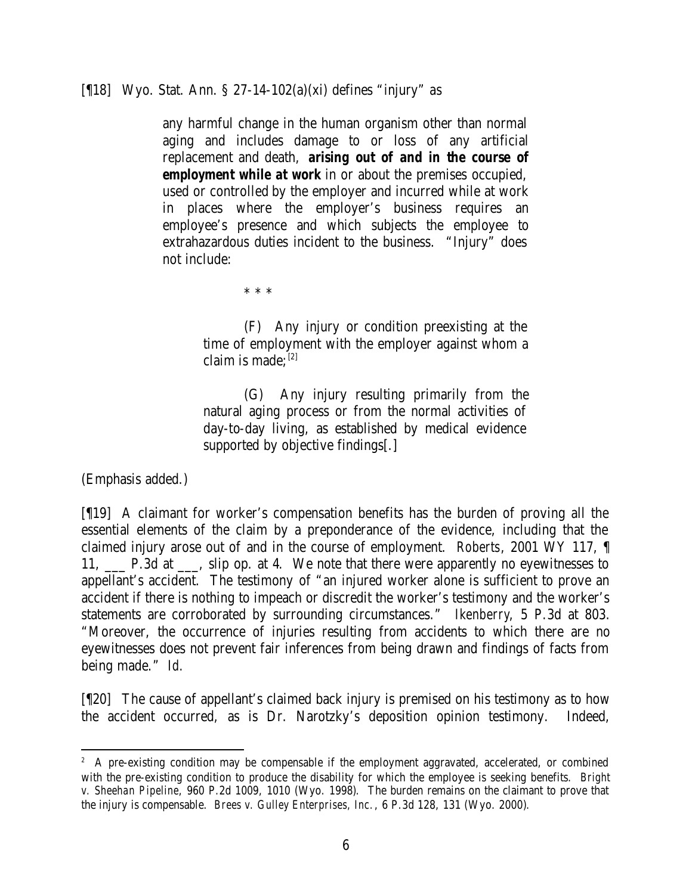[¶18] Wyo. Stat. Ann. § 27-14-102(a)(xi) defines "injury" as

> any harmful change in the human organism other than normal aging and includes damage to or loss of any artificial replacement and death, **arising out of and in the course of employment while at work** in or about the premises occupied, used or controlled by the employer and incurred while at work in places where the employer's business requires an employee's presence and which subjects the employee to extrahazardous duties incident to the business. "Injury" does not include:
>
> \* \* \*
>
> (F) Any injury or condition preexisting at the time of employment with the employer against whom a claim is made;[2]
>
> (G) Any injury resulting primarily from the natural aging process or from the normal activities of day-to-day living, as established by medical evidence supported by objective findings[.]

(Emphasis added.)

[¶19] A claimant for worker's compensation benefits has the burden of proving all the essential elements of the claim by a preponderance of the evidence, including that the claimed injury arose out of and in the course of employment. *Roberts*, 2001 WY 117, ¶ 11, ___ P.3d at ___, slip op. at 4. We note that there were apparently no eyewitnesses to appellant's accident. The testimony of "an injured worker alone is sufficient to prove an accident if there is nothing to impeach or discredit the worker's testimony and the worker's statements are corroborated by surrounding circumstances." *Ikenberry*, 5 P.3d at 803. "Moreover, the occurrence of injuries resulting from accidents to which there are no eyewitnesses does not prevent fair inferences from being drawn and findings of facts from being made." *Id.*

[¶20] The cause of appellant's claimed back injury is premised on his testimony as to how the accident occurred, as is Dr. Narotzky's deposition opinion testimony. Indeed,

---

[2] A pre-existing condition may be compensable if the employment aggravated, accelerated, or combined with the pre-existing condition to produce the disability for which the employee is seeking benefits. *Bright v. Sheehan Pipeline*, 960 P.2d 1009, 1010 (Wyo. 1998). The burden remains on the claimant to prove that the injury is compensable. *Brees v. Gulley Enterprises, Inc.*, 6 P.3d 128, 131 (Wyo. 2000).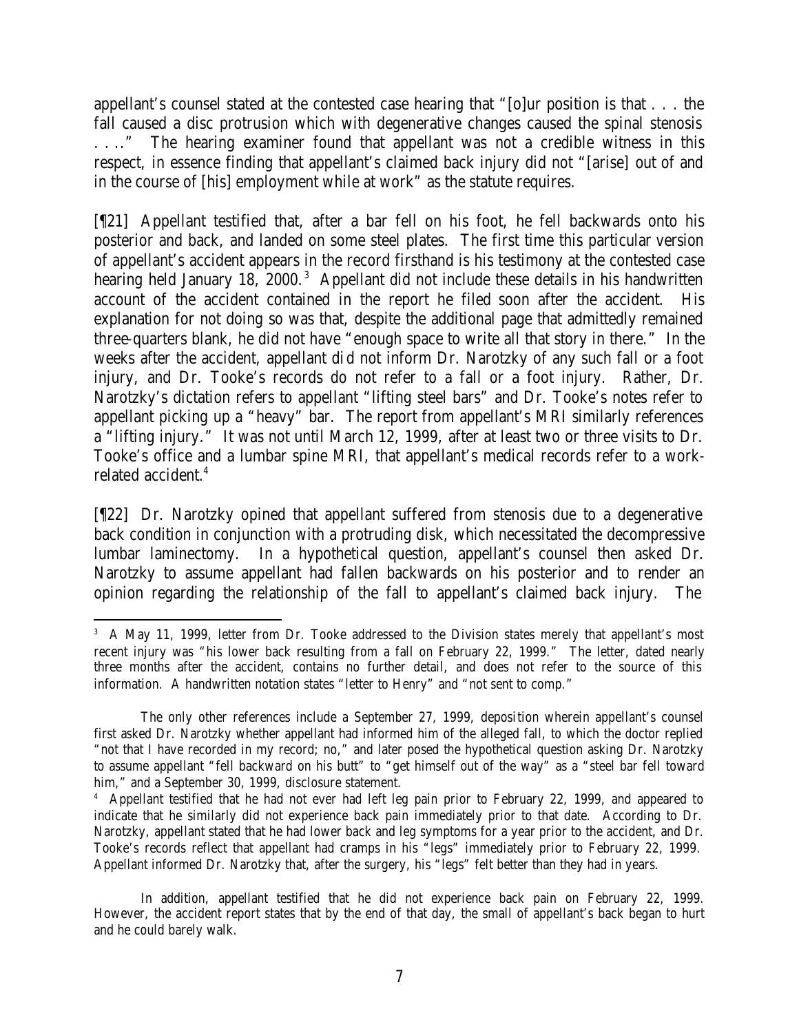appellant's counsel stated at the contested case hearing that "[o]ur position is that . . . the fall caused a disc protrusion which with degenerative changes caused the spinal stenosis . . .." The hearing examiner found that appellant was not a credible witness in this respect, in essence finding that appellant's claimed back injury did not "[arise] out of and in the course of [his] employment while at work" as the statute requires.

[¶21] Appellant testified that, after a bar fell on his foot, he fell backwards onto his posterior and back, and landed on some steel plates. The first time this particular version of appellant's accident appears in the record firsthand is his testimony at the contested case hearing held January 18, 2000.[3] Appellant did not include these details in his handwritten account of the accident contained in the report he filed soon after the accident. His explanation for not doing so was that, despite the additional page that admittedly remained three-quarters blank, he did not have "enough space to write all that story in there." In the weeks after the accident, appellant did not inform Dr. Narotzky of any such fall or a foot injury, and Dr. Tooke's records do not refer to a fall or a foot injury. Rather, Dr. Narotzky's dictation refers to appellant "lifting steel bars" and Dr. Tooke's notes refer to appellant picking up a "heavy" bar. The report from appellant's MRI similarly references a "lifting injury." It was not until March 12, 1999, after at least two or three visits to Dr. Tooke's office and a lumbar spine MRI, that appellant's medical records refer to a work-related accident.[4]

[¶22] Dr. Narotzky opined that appellant suffered from stenosis due to a degenerative back condition in conjunction with a protruding disk, which necessitated the decompressive lumbar laminectomy. In a hypothetical question, appellant's counsel then asked Dr. Narotzky to assume appellant had fallen backwards on his posterior and to render an opinion regarding the relationship of the fall to appellant's claimed back injury. The

---

[3] A May 11, 1999, letter from Dr. Tooke addressed to the Division states merely that appellant's most recent injury was "his lower back resulting from a fall on February 22, 1999." The letter, dated nearly three months after the accident, contains no further detail, and does not refer to the source of this information. A handwritten notation states "letter to Henry" and "not sent to comp."

The only other references include a September 27, 1999, deposition wherein appellant's counsel first asked Dr. Narotzky whether appellant had informed him of the alleged fall, to which the doctor replied "not that I have recorded in my record; no," and later posed the hypothetical question asking Dr. Narotzky to assume appellant "fell backward on his butt" to "get himself out of the way" as a "steel bar fell toward him," and a September 30, 1999, disclosure statement.

[4] Appellant testified that he had not ever had left leg pain prior to February 22, 1999, and appeared to indicate that he similarly did not experience back pain immediately prior to that date. According to Dr. Narotzky, appellant stated that he had lower back and leg symptoms for a year prior to the accident, and Dr. Tooke's records reflect that appellant had cramps in his "legs" immediately prior to February 22, 1999. Appellant informed Dr. Narotzky that, after the surgery, his "legs" felt better than they had in years.

In addition, appellant testified that he did not experience back pain on February 22, 1999. However, the accident report states that by the end of that day, the small of appellant's back began to hurt and he could barely walk.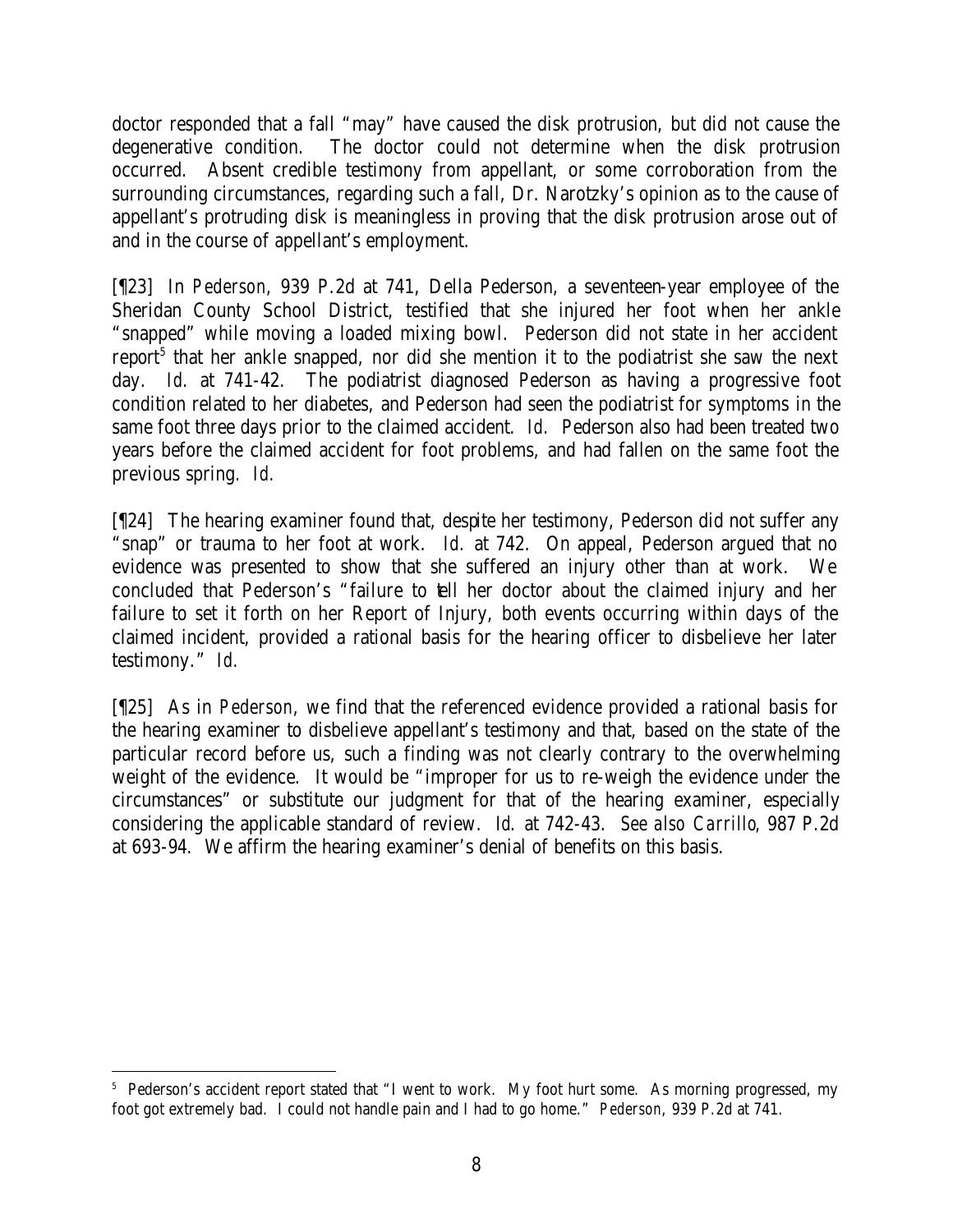doctor responded that a fall "may" have caused the disk protrusion, but did not cause the degenerative condition. The doctor could not determine when the disk protrusion occurred. Absent credible testimony from appellant, or some corroboration from the surrounding circumstances, regarding such a fall, Dr. Narotzky's opinion as to the cause of appellant's protruding disk is meaningless in proving that the disk protrusion arose out of and in the course of appellant's employment.

[¶23] In *Pederson*, 939 P.2d at 741, Della Pederson, a seventeen-year employee of the Sheridan County School District, testified that she injured her foot when her ankle "snapped" while moving a loaded mixing bowl. Pederson did not state in her accident report[5] that her ankle snapped, nor did she mention it to the podiatrist she saw the next day. *Id.* at 741-42. The podiatrist diagnosed Pederson as having a progressive foot condition related to her diabetes, and Pederson had seen the podiatrist for symptoms in the same foot three days prior to the claimed accident. *Id.* Pederson also had been treated two years before the claimed accident for foot problems, and had fallen on the same foot the previous spring. *Id.*

[¶24] The hearing examiner found that, despite her testimony, Pederson did not suffer any "snap" or trauma to her foot at work. *Id.* at 742. On appeal, Pederson argued that no evidence was presented to show that she suffered an injury other than at work. We concluded that Pederson's "failure to tell her doctor about the claimed injury and her failure to set it forth on her Report of Injury, both events occurring within days of the claimed incident, provided a rational basis for the hearing officer to disbelieve her later testimony." *Id.*

[¶25] As in *Pederson*, we find that the referenced evidence provided a rational basis for the hearing examiner to disbelieve appellant's testimony and that, based on the state of the particular record before us, such a finding was not clearly contrary to the overwhelming weight of the evidence. It would be "improper for us to re-weigh the evidence under the circumstances" or substitute our judgment for that of the hearing examiner, especially considering the applicable standard of review. *Id.* at 742-43. *See also Carrillo*, 987 P.2d at 693-94. We affirm the hearing examiner's denial of benefits on this basis.

---

[5] Pederson's accident report stated that "I went to work. My foot hurt some. As morning progressed, my foot got extremely bad. I could not handle pain and I had to go home." *Pederson*, 939 P.2d at 741.